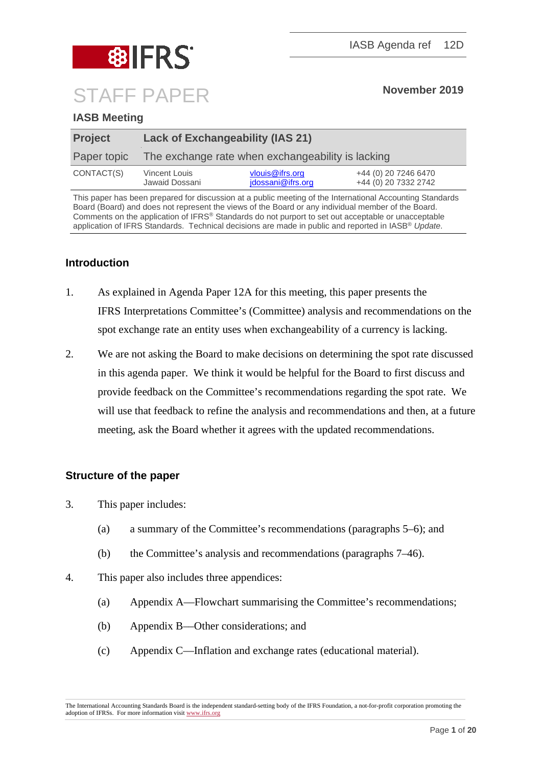IASB Agenda ref 12D

# STAFF PAPER

**November 2019**

**IASB Meeting**

| **Project** | **Lack of Exchangeability (IAS 21)** | | |
|---|---|---|---|
| Paper topic | The exchange rate when exchangeability is lacking | | |
| CONTACT(S) | Vincent Louis | vlouis@ifrs.org | +44 (0) 20 7246 6470 |
| | Jawaid Dossani | jdossani@ifrs.org | +44 (0) 20 7332 2742 |

This paper has been prepared for discussion at a public meeting of the International Accounting Standards Board (Board) and does not represent the views of the Board or any individual member of the Board. Comments on the application of IFRS® Standards do not purport to set out acceptable or unacceptable application of IFRS Standards. Technical decisions are made in public and reported in IASB® *Update*.

## Introduction

1. As explained in Agenda Paper 12A for this meeting, this paper presents the IFRS Interpretations Committee's (Committee) analysis and recommendations on the spot exchange rate an entity uses when exchangeability of a currency is lacking.

2. We are not asking the Board to make decisions on determining the spot rate discussed in this agenda paper. We think it would be helpful for the Board to first discuss and provide feedback on the Committee's recommendations regarding the spot rate. We will use that feedback to refine the analysis and recommendations and then, at a future meeting, ask the Board whether it agrees with the updated recommendations.

## Structure of the paper

3. This paper includes:

   (a) a summary of the Committee's recommendations (paragraphs 5–6); and

   (b) the Committee's analysis and recommendations (paragraphs 7–46).

4. This paper also includes three appendices:

   (a) Appendix A—Flowchart summarising the Committee's recommendations;

   (b) Appendix B—Other considerations; and

   (c) Appendix C—Inflation and exchange rates (educational material).

The International Accounting Standards Board is the independent standard-setting body of the IFRS Foundation, a not-for-profit corporation promoting the adoption of IFRSs. For more information visit www.ifrs.org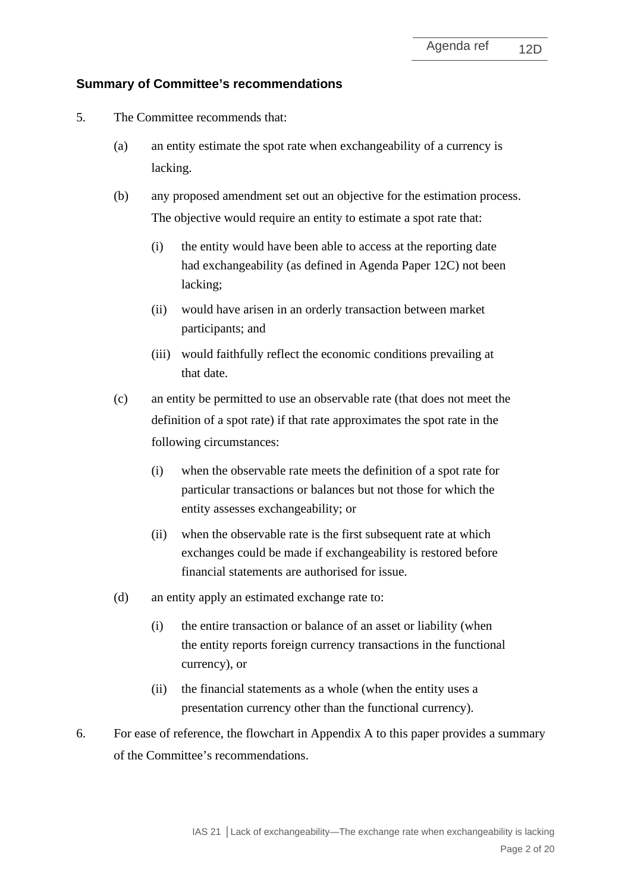## Summary of Committee's recommendations

5. The Committee recommends that:

   (a) an entity estimate the spot rate when exchangeability of a currency is lacking.

   (b) any proposed amendment set out an objective for the estimation process. The objective would require an entity to estimate a spot rate that:

      (i) the entity would have been able to access at the reporting date had exchangeability (as defined in Agenda Paper 12C) not been lacking;

      (ii) would have arisen in an orderly transaction between market participants; and

      (iii) would faithfully reflect the economic conditions prevailing at that date.

   (c) an entity be permitted to use an observable rate (that does not meet the definition of a spot rate) if that rate approximates the spot rate in the following circumstances:

      (i) when the observable rate meets the definition of a spot rate for particular transactions or balances but not those for which the entity assesses exchangeability; or

      (ii) when the observable rate is the first subsequent rate at which exchanges could be made if exchangeability is restored before financial statements are authorised for issue.

   (d) an entity apply an estimated exchange rate to:

      (i) the entire transaction or balance of an asset or liability (when the entity reports foreign currency transactions in the functional currency), or

      (ii) the financial statements as a whole (when the entity uses a presentation currency other than the functional currency).

6. For ease of reference, the flowchart in Appendix A to this paper provides a summary of the Committee's recommendations.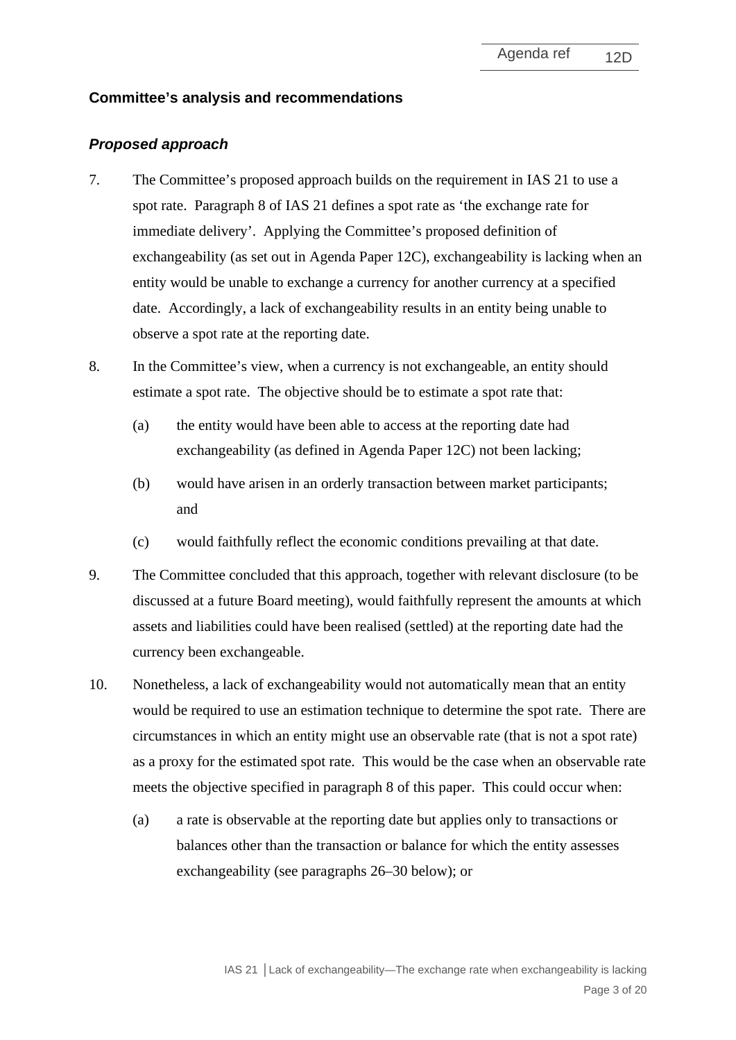## Committee's analysis and recommendations

### *Proposed approach*

7. The Committee's proposed approach builds on the requirement in IAS 21 to use a spot rate. Paragraph 8 of IAS 21 defines a spot rate as 'the exchange rate for immediate delivery'. Applying the Committee's proposed definition of exchangeability (as set out in Agenda Paper 12C), exchangeability is lacking when an entity would be unable to exchange a currency for another currency at a specified date. Accordingly, a lack of exchangeability results in an entity being unable to observe a spot rate at the reporting date.

8. In the Committee's view, when a currency is not exchangeable, an entity should estimate a spot rate. The objective should be to estimate a spot rate that:

   (a) the entity would have been able to access at the reporting date had exchangeability (as defined in Agenda Paper 12C) not been lacking;

   (b) would have arisen in an orderly transaction between market participants; and

   (c) would faithfully reflect the economic conditions prevailing at that date.

9. The Committee concluded that this approach, together with relevant disclosure (to be discussed at a future Board meeting), would faithfully represent the amounts at which assets and liabilities could have been realised (settled) at the reporting date had the currency been exchangeable.

10. Nonetheless, a lack of exchangeability would not automatically mean that an entity would be required to use an estimation technique to determine the spot rate. There are circumstances in which an entity might use an observable rate (that is not a spot rate) as a proxy for the estimated spot rate. This would be the case when an observable rate meets the objective specified in paragraph 8 of this paper. This could occur when:

    (a) a rate is observable at the reporting date but applies only to transactions or balances other than the transaction or balance for which the entity assesses exchangeability (see paragraphs 26–30 below); or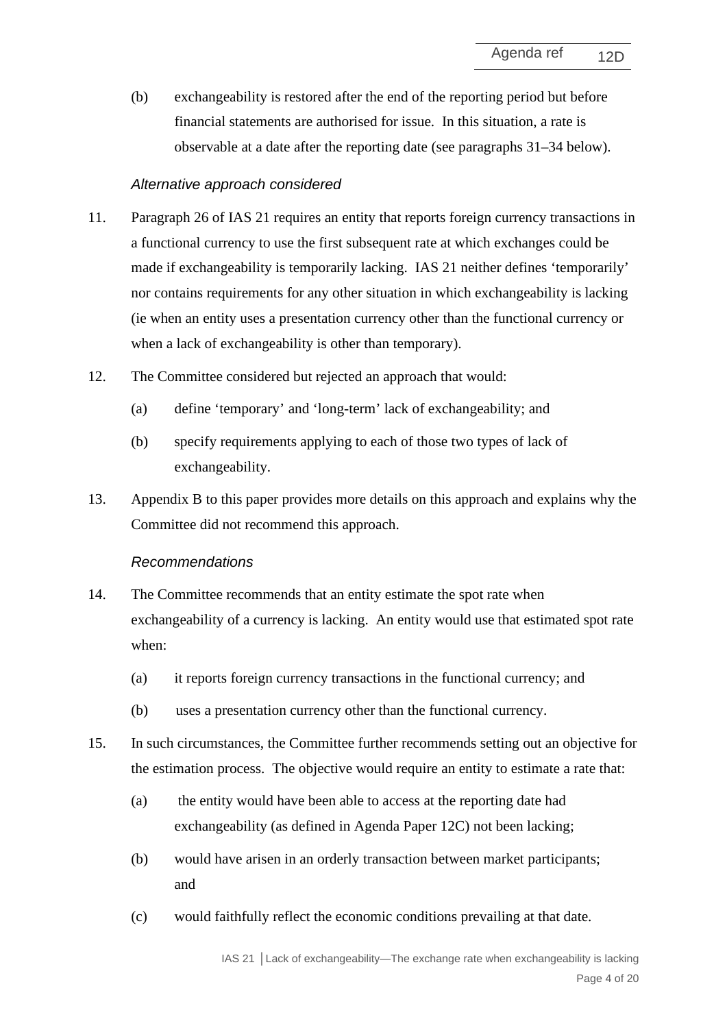(b) exchangeability is restored after the end of the reporting period but before financial statements are authorised for issue. In this situation, a rate is observable at a date after the reporting date (see paragraphs 31–34 below).

### *Alternative approach considered*

11. Paragraph 26 of IAS 21 requires an entity that reports foreign currency transactions in a functional currency to use the first subsequent rate at which exchanges could be made if exchangeability is temporarily lacking. IAS 21 neither defines 'temporarily' nor contains requirements for any other situation in which exchangeability is lacking (ie when an entity uses a presentation currency other than the functional currency or when a lack of exchangeability is other than temporary).

12. The Committee considered but rejected an approach that would:

    (a) define 'temporary' and 'long-term' lack of exchangeability; and

    (b) specify requirements applying to each of those two types of lack of exchangeability.

13. Appendix B to this paper provides more details on this approach and explains why the Committee did not recommend this approach.

### *Recommendations*

14. The Committee recommends that an entity estimate the spot rate when exchangeability of a currency is lacking. An entity would use that estimated spot rate when:

    (a) it reports foreign currency transactions in the functional currency; and

    (b) uses a presentation currency other than the functional currency.

15. In such circumstances, the Committee further recommends setting out an objective for the estimation process. The objective would require an entity to estimate a rate that:

    (a) the entity would have been able to access at the reporting date had exchangeability (as defined in Agenda Paper 12C) not been lacking;

    (b) would have arisen in an orderly transaction between market participants; and

    (c) would faithfully reflect the economic conditions prevailing at that date.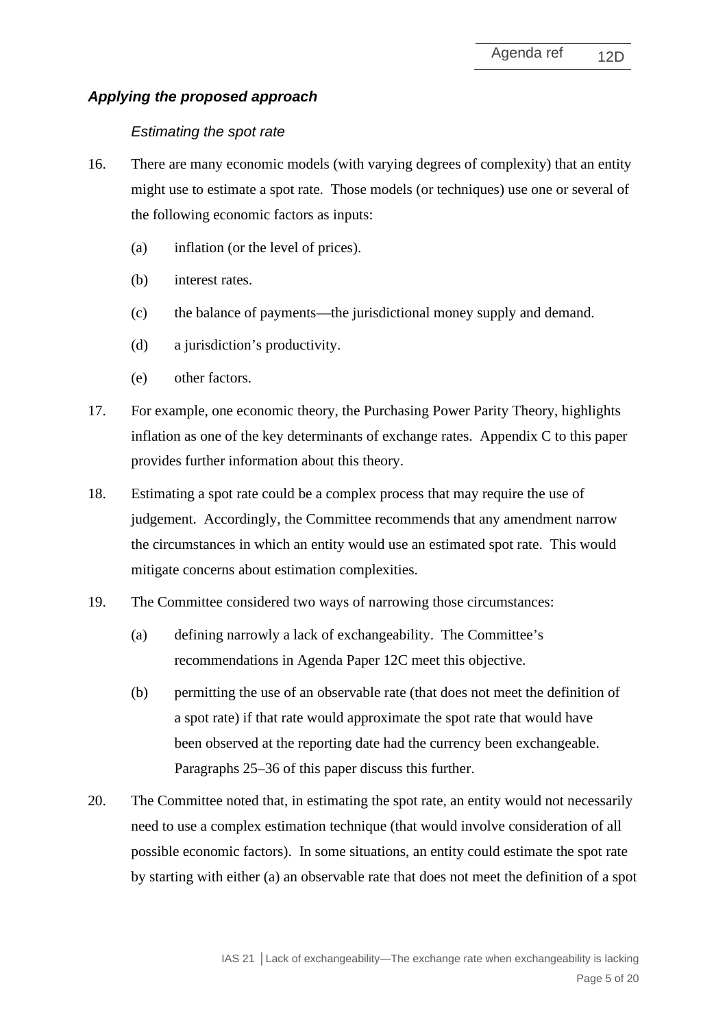### *Applying the proposed approach*

*Estimating the spot rate*

16. There are many economic models (with varying degrees of complexity) that an entity might use to estimate a spot rate. Those models (or techniques) use one or several of the following economic factors as inputs:

    (a) inflation (or the level of prices).

    (b) interest rates.

    (c) the balance of payments—the jurisdictional money supply and demand.

    (d) a jurisdiction's productivity.

    (e) other factors.

17. For example, one economic theory, the Purchasing Power Parity Theory, highlights inflation as one of the key determinants of exchange rates. Appendix C to this paper provides further information about this theory.

18. Estimating a spot rate could be a complex process that may require the use of judgement. Accordingly, the Committee recommends that any amendment narrow the circumstances in which an entity would use an estimated spot rate. This would mitigate concerns about estimation complexities.

19. The Committee considered two ways of narrowing those circumstances:

    (a) defining narrowly a lack of exchangeability. The Committee's recommendations in Agenda Paper 12C meet this objective.

    (b) permitting the use of an observable rate (that does not meet the definition of a spot rate) if that rate would approximate the spot rate that would have been observed at the reporting date had the currency been exchangeable. Paragraphs 25–36 of this paper discuss this further.

20. The Committee noted that, in estimating the spot rate, an entity would not necessarily need to use a complex estimation technique (that would involve consideration of all possible economic factors). In some situations, an entity could estimate the spot rate by starting with either (a) an observable rate that does not meet the definition of a spot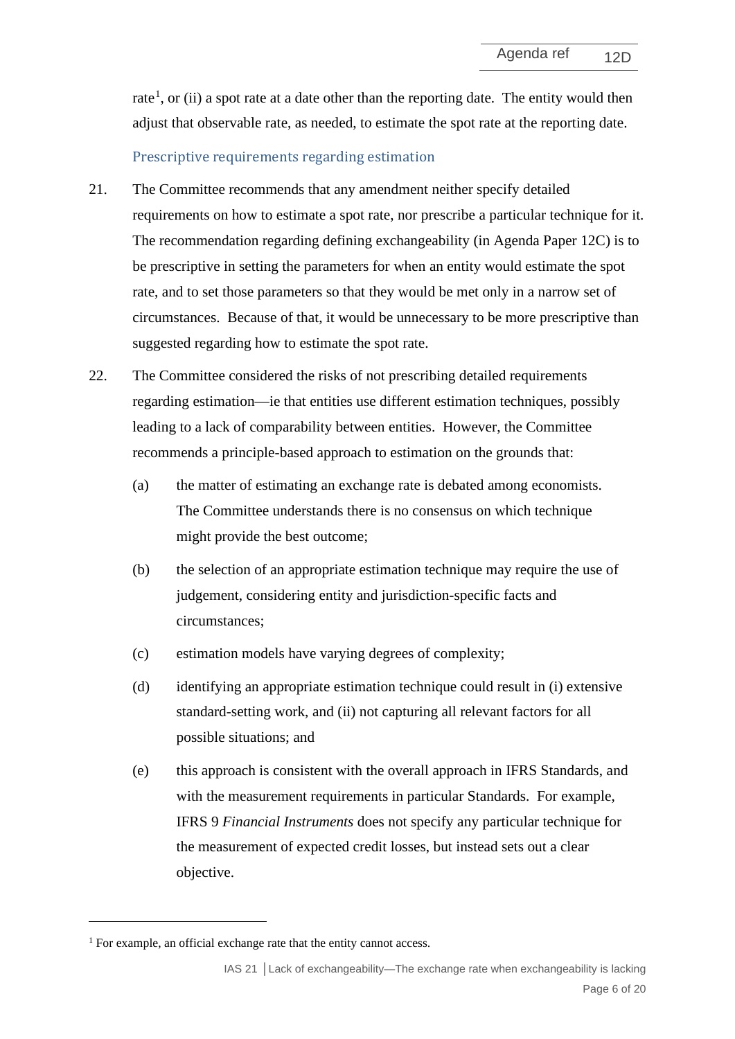rate[1], or (ii) a spot rate at a date other than the reporting date. The entity would then adjust that observable rate, as needed, to estimate the spot rate at the reporting date.

### Prescriptive requirements regarding estimation

21. The Committee recommends that any amendment neither specify detailed requirements on how to estimate a spot rate, nor prescribe a particular technique for it. The recommendation regarding defining exchangeability (in Agenda Paper 12C) is to be prescriptive in setting the parameters for when an entity would estimate the spot rate, and to set those parameters so that they would be met only in a narrow set of circumstances. Because of that, it would be unnecessary to be more prescriptive than suggested regarding how to estimate the spot rate.

22. The Committee considered the risks of not prescribing detailed requirements regarding estimation—ie that entities use different estimation techniques, possibly leading to a lack of comparability between entities. However, the Committee recommends a principle-based approach to estimation on the grounds that:

    (a) the matter of estimating an exchange rate is debated among economists. The Committee understands there is no consensus on which technique might provide the best outcome;

    (b) the selection of an appropriate estimation technique may require the use of judgement, considering entity and jurisdiction-specific facts and circumstances;

    (c) estimation models have varying degrees of complexity;

    (d) identifying an appropriate estimation technique could result in (i) extensive standard-setting work, and (ii) not capturing all relevant factors for all possible situations; and

    (e) this approach is consistent with the overall approach in IFRS Standards, and with the measurement requirements in particular Standards. For example, IFRS 9 *Financial Instruments* does not specify any particular technique for the measurement of expected credit losses, but instead sets out a clear objective.

---

[1] For example, an official exchange rate that the entity cannot access.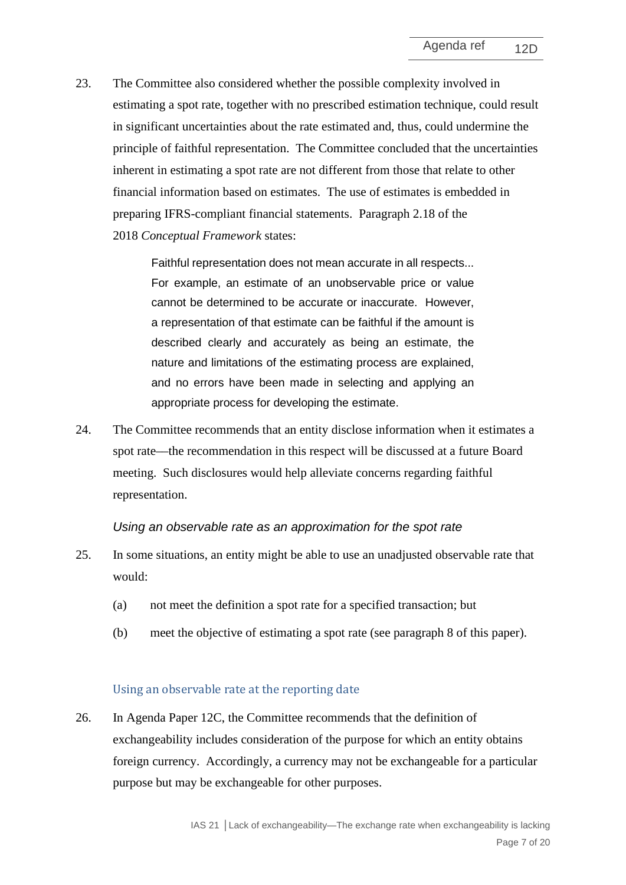23. The Committee also considered whether the possible complexity involved in estimating a spot rate, together with no prescribed estimation technique, could result in significant uncertainties about the rate estimated and, thus, could undermine the principle of faithful representation. The Committee concluded that the uncertainties inherent in estimating a spot rate are not different from those that relate to other financial information based on estimates. The use of estimates is embedded in preparing IFRS-compliant financial statements. Paragraph 2.18 of the 2018 *Conceptual Framework* states:

> Faithful representation does not mean accurate in all respects... For example, an estimate of an unobservable price or value cannot be determined to be accurate or inaccurate. However, a representation of that estimate can be faithful if the amount is described clearly and accurately as being an estimate, the nature and limitations of the estimating process are explained, and no errors have been made in selecting and applying an appropriate process for developing the estimate.

24. The Committee recommends that an entity disclose information when it estimates a spot rate—the recommendation in this respect will be discussed at a future Board meeting. Such disclosures would help alleviate concerns regarding faithful representation.

### *Using an observable rate as an approximation for the spot rate*

25. In some situations, an entity might be able to use an unadjusted observable rate that would:

    (a) not meet the definition a spot rate for a specified transaction; but

    (b) meet the objective of estimating a spot rate (see paragraph 8 of this paper).

#### Using an observable rate at the reporting date

26. In Agenda Paper 12C, the Committee recommends that the definition of exchangeability includes consideration of the purpose for which an entity obtains foreign currency. Accordingly, a currency may not be exchangeable for a particular purpose but may be exchangeable for other purposes.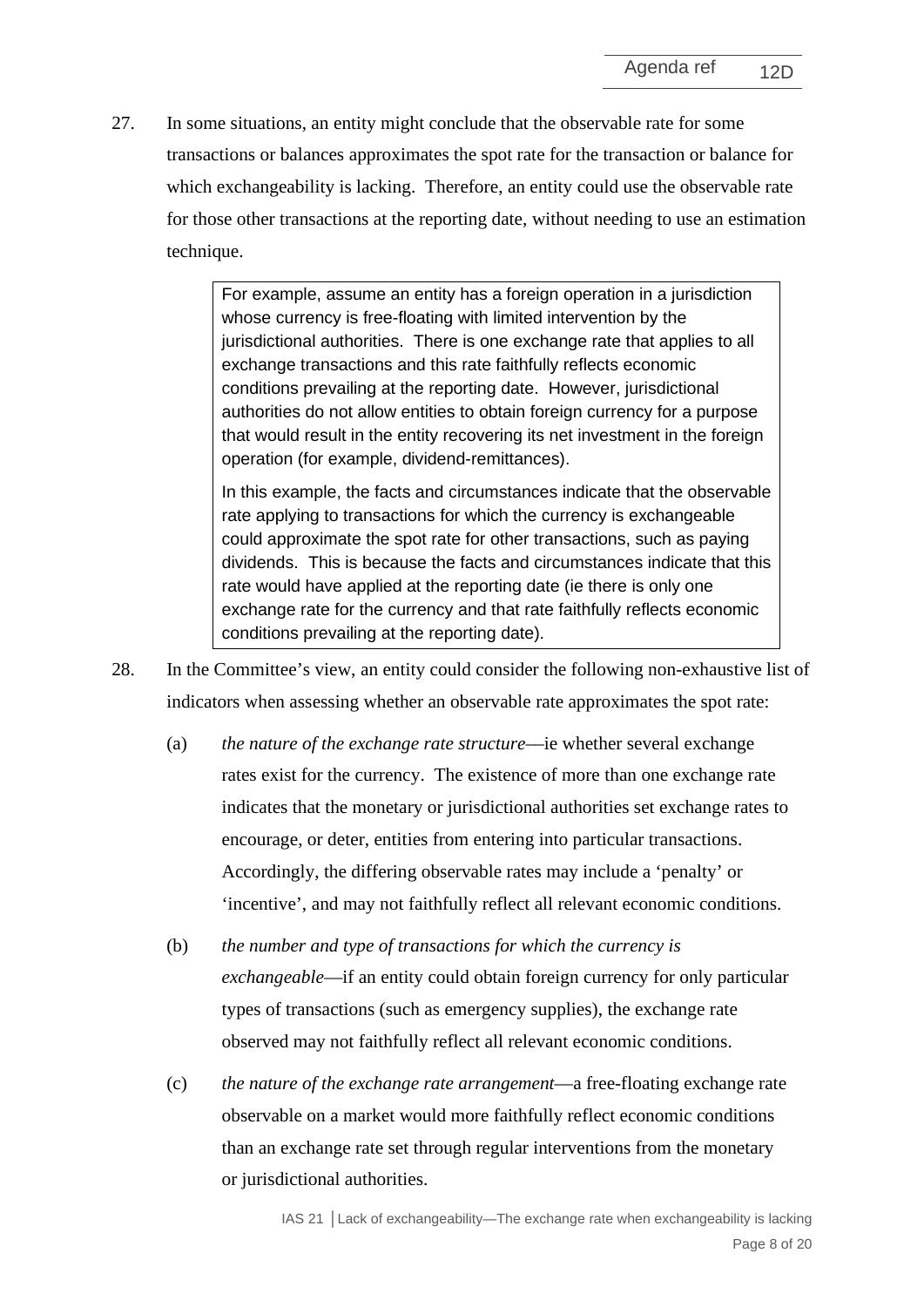27. In some situations, an entity might conclude that the observable rate for some transactions or balances approximates the spot rate for the transaction or balance for which exchangeability is lacking. Therefore, an entity could use the observable rate for those other transactions at the reporting date, without needing to use an estimation technique.

> For example, assume an entity has a foreign operation in a jurisdiction whose currency is free-floating with limited intervention by the jurisdictional authorities. There is one exchange rate that applies to all exchange transactions and this rate faithfully reflects economic conditions prevailing at the reporting date. However, jurisdictional authorities do not allow entities to obtain foreign currency for a purpose that would result in the entity recovering its net investment in the foreign operation (for example, dividend-remittances).
>
> In this example, the facts and circumstances indicate that the observable rate applying to transactions for which the currency is exchangeable could approximate the spot rate for other transactions, such as paying dividends. This is because the facts and circumstances indicate that this rate would have applied at the reporting date (ie there is only one exchange rate for the currency and that rate faithfully reflects economic conditions prevailing at the reporting date).

28. In the Committee's view, an entity could consider the following non-exhaustive list of indicators when assessing whether an observable rate approximates the spot rate:

    (a) *the nature of the exchange rate structure*—ie whether several exchange rates exist for the currency. The existence of more than one exchange rate indicates that the monetary or jurisdictional authorities set exchange rates to encourage, or deter, entities from entering into particular transactions. Accordingly, the differing observable rates may include a 'penalty' or 'incentive', and may not faithfully reflect all relevant economic conditions.

    (b) *the number and type of transactions for which the currency is exchangeable*—if an entity could obtain foreign currency for only particular types of transactions (such as emergency supplies), the exchange rate observed may not faithfully reflect all relevant economic conditions.

    (c) *the nature of the exchange rate arrangement*—a free-floating exchange rate observable on a market would more faithfully reflect economic conditions than an exchange rate set through regular interventions from the monetary or jurisdictional authorities.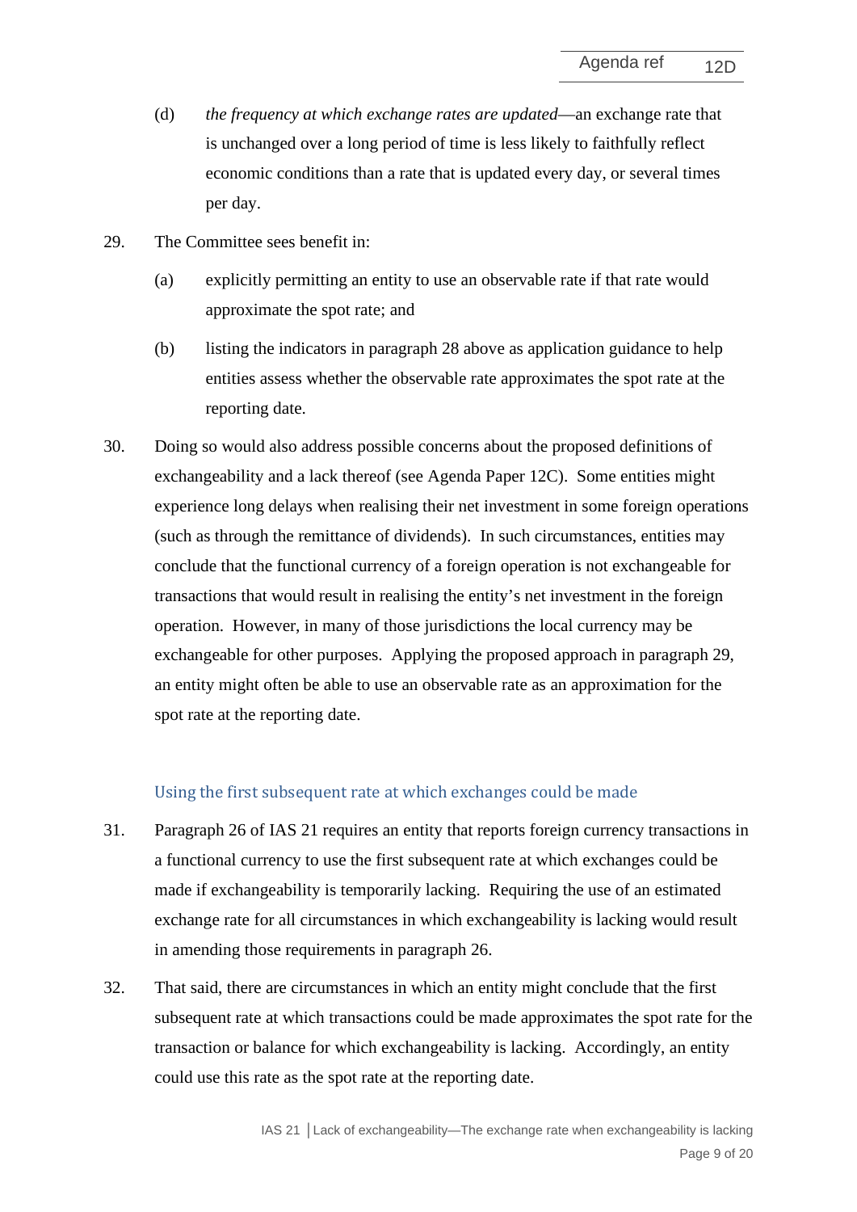(d) *the frequency at which exchange rates are updated*—an exchange rate that is unchanged over a long period of time is less likely to faithfully reflect economic conditions than a rate that is updated every day, or several times per day.

29. The Committee sees benefit in:

    (a) explicitly permitting an entity to use an observable rate if that rate would approximate the spot rate; and

    (b) listing the indicators in paragraph 28 above as application guidance to help entities assess whether the observable rate approximates the spot rate at the reporting date.

30. Doing so would also address possible concerns about the proposed definitions of exchangeability and a lack thereof (see Agenda Paper 12C). Some entities might experience long delays when realising their net investment in some foreign operations (such as through the remittance of dividends). In such circumstances, entities may conclude that the functional currency of a foreign operation is not exchangeable for transactions that would result in realising the entity's net investment in the foreign operation. However, in many of those jurisdictions the local currency may be exchangeable for other purposes. Applying the proposed approach in paragraph 29, an entity might often be able to use an observable rate as an approximation for the spot rate at the reporting date.

### Using the first subsequent rate at which exchanges could be made

31. Paragraph 26 of IAS 21 requires an entity that reports foreign currency transactions in a functional currency to use the first subsequent rate at which exchanges could be made if exchangeability is temporarily lacking. Requiring the use of an estimated exchange rate for all circumstances in which exchangeability is lacking would result in amending those requirements in paragraph 26.

32. That said, there are circumstances in which an entity might conclude that the first subsequent rate at which transactions could be made approximates the spot rate for the transaction or balance for which exchangeability is lacking. Accordingly, an entity could use this rate as the spot rate at the reporting date.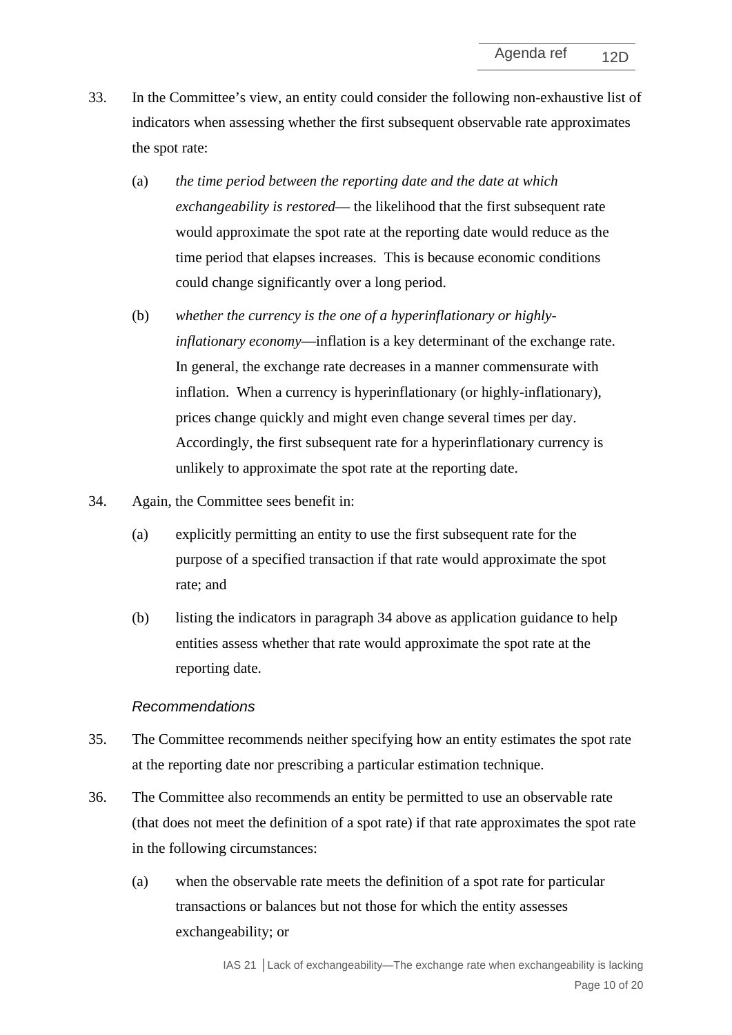33. In the Committee's view, an entity could consider the following non-exhaustive list of indicators when assessing whether the first subsequent observable rate approximates the spot rate:

    (a) *the time period between the reporting date and the date at which exchangeability is restored*— the likelihood that the first subsequent rate would approximate the spot rate at the reporting date would reduce as the time period that elapses increases. This is because economic conditions could change significantly over a long period.

    (b) *whether the currency is the one of a hyperinflationary or highly-inflationary economy*—inflation is a key determinant of the exchange rate. In general, the exchange rate decreases in a manner commensurate with inflation. When a currency is hyperinflationary (or highly-inflationary), prices change quickly and might even change several times per day. Accordingly, the first subsequent rate for a hyperinflationary currency is unlikely to approximate the spot rate at the reporting date.

34. Again, the Committee sees benefit in:

    (a) explicitly permitting an entity to use the first subsequent rate for the purpose of a specified transaction if that rate would approximate the spot rate; and

    (b) listing the indicators in paragraph 34 above as application guidance to help entities assess whether that rate would approximate the spot rate at the reporting date.

### *Recommendations*

35. The Committee recommends neither specifying how an entity estimates the spot rate at the reporting date nor prescribing a particular estimation technique.

36. The Committee also recommends an entity be permitted to use an observable rate (that does not meet the definition of a spot rate) if that rate approximates the spot rate in the following circumstances:

    (a) when the observable rate meets the definition of a spot rate for particular transactions or balances but not those for which the entity assesses exchangeability; or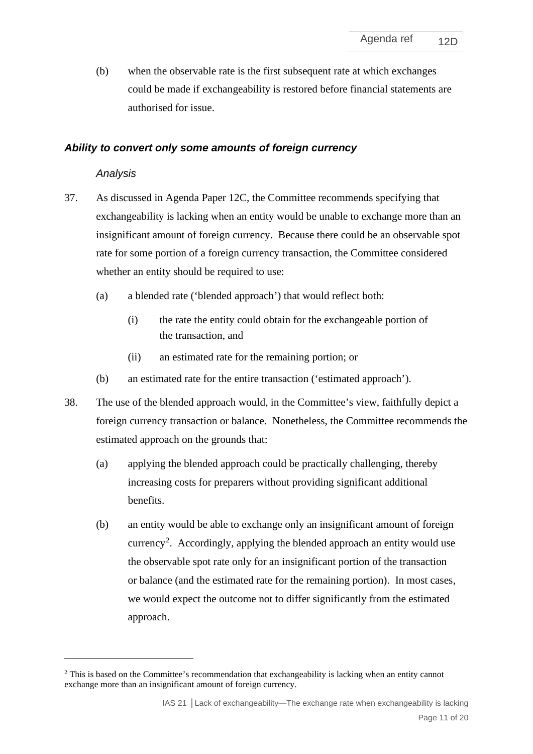(b) when the observable rate is the first subsequent rate at which exchanges could be made if exchangeability is restored before financial statements are authorised for issue.

### *Ability to convert only some amounts of foreign currency*

*Analysis*

37. As discussed in Agenda Paper 12C, the Committee recommends specifying that exchangeability is lacking when an entity would be unable to exchange more than an insignificant amount of foreign currency. Because there could be an observable spot rate for some portion of a foreign currency transaction, the Committee considered whether an entity should be required to use:

    (a) a blended rate ('blended approach') that would reflect both:

        (i) the rate the entity could obtain for the exchangeable portion of the transaction, and

        (ii) an estimated rate for the remaining portion; or

    (b) an estimated rate for the entire transaction ('estimated approach').

38. The use of the blended approach would, in the Committee's view, faithfully depict a foreign currency transaction or balance. Nonetheless, the Committee recommends the estimated approach on the grounds that:

    (a) applying the blended approach could be practically challenging, thereby increasing costs for preparers without providing significant additional benefits.

    (b) an entity would be able to exchange only an insignificant amount of foreign currency[2]. Accordingly, applying the blended approach an entity would use the observable spot rate only for an insignificant portion of the transaction or balance (and the estimated rate for the remaining portion). In most cases, we would expect the outcome not to differ significantly from the estimated approach.

---

[2] This is based on the Committee's recommendation that exchangeability is lacking when an entity cannot exchange more than an insignificant amount of foreign currency.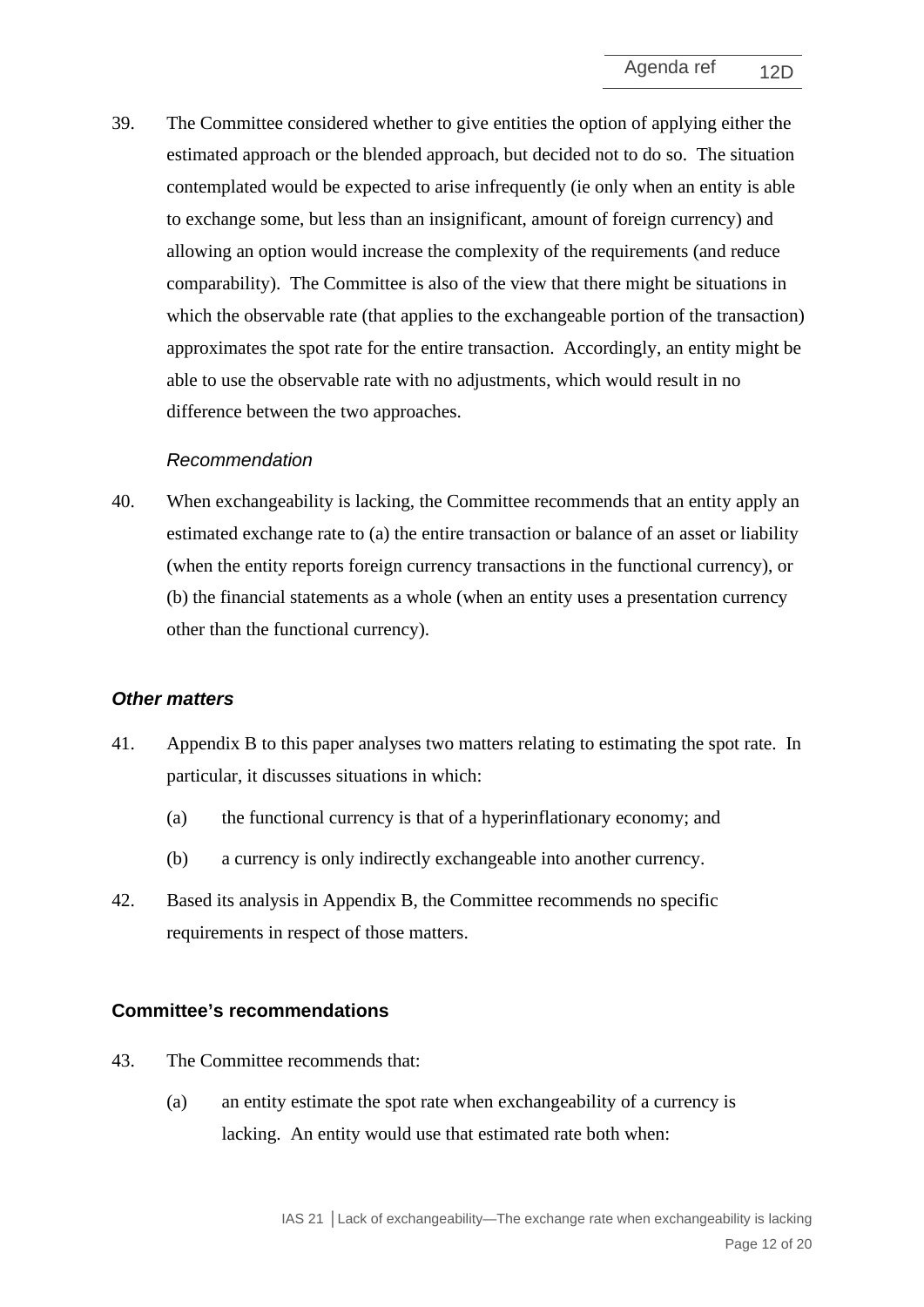39. The Committee considered whether to give entities the option of applying either the estimated approach or the blended approach, but decided not to do so. The situation contemplated would be expected to arise infrequently (ie only when an entity is able to exchange some, but less than an insignificant, amount of foreign currency) and allowing an option would increase the complexity of the requirements (and reduce comparability). The Committee is also of the view that there might be situations in which the observable rate (that applies to the exchangeable portion of the transaction) approximates the spot rate for the entire transaction. Accordingly, an entity might be able to use the observable rate with no adjustments, which would result in no difference between the two approaches.

*Recommendation*

40. When exchangeability is lacking, the Committee recommends that an entity apply an estimated exchange rate to (a) the entire transaction or balance of an asset or liability (when the entity reports foreign currency transactions in the functional currency), or (b) the financial statements as a whole (when an entity uses a presentation currency other than the functional currency).

### *Other matters*

41. Appendix B to this paper analyses two matters relating to estimating the spot rate. In particular, it discusses situations in which:

    (a) the functional currency is that of a hyperinflationary economy; and

    (b) a currency is only indirectly exchangeable into another currency.

42. Based its analysis in Appendix B, the Committee recommends no specific requirements in respect of those matters.

## Committee's recommendations

43. The Committee recommends that:

    (a) an entity estimate the spot rate when exchangeability of a currency is lacking. An entity would use that estimated rate both when: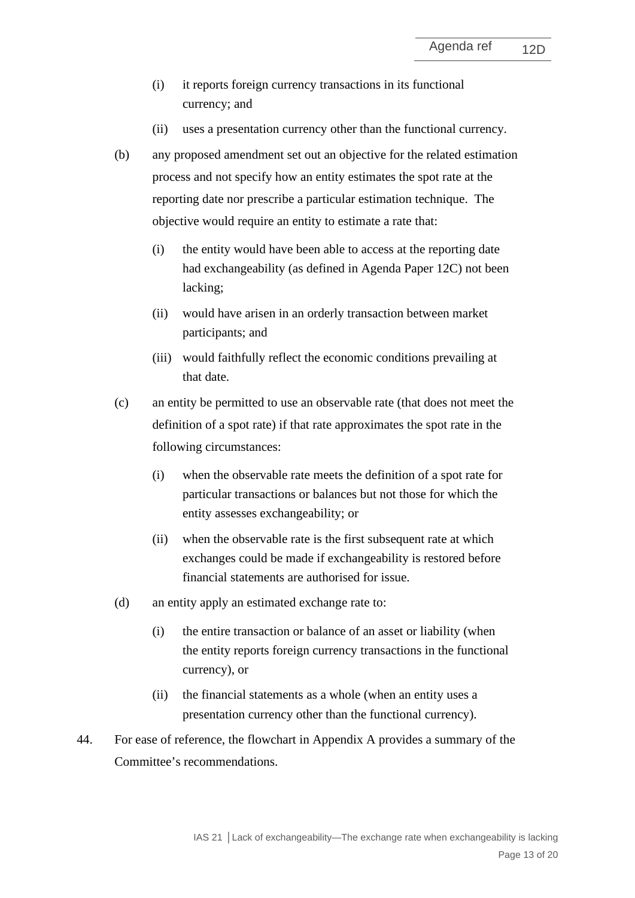(i) it reports foreign currency transactions in its functional currency; and

(ii) uses a presentation currency other than the functional currency.

(b) any proposed amendment set out an objective for the related estimation process and not specify how an entity estimates the spot rate at the reporting date nor prescribe a particular estimation technique. The objective would require an entity to estimate a rate that:

   (i) the entity would have been able to access at the reporting date had exchangeability (as defined in Agenda Paper 12C) not been lacking;

   (ii) would have arisen in an orderly transaction between market participants; and

   (iii) would faithfully reflect the economic conditions prevailing at that date.

(c) an entity be permitted to use an observable rate (that does not meet the definition of a spot rate) if that rate approximates the spot rate in the following circumstances:

   (i) when the observable rate meets the definition of a spot rate for particular transactions or balances but not those for which the entity assesses exchangeability; or

   (ii) when the observable rate is the first subsequent rate at which exchanges could be made if exchangeability is restored before financial statements are authorised for issue.

(d) an entity apply an estimated exchange rate to:

   (i) the entire transaction or balance of an asset or liability (when the entity reports foreign currency transactions in the functional currency), or

   (ii) the financial statements as a whole (when an entity uses a presentation currency other than the functional currency).

44. For ease of reference, the flowchart in Appendix A provides a summary of the Committee's recommendations.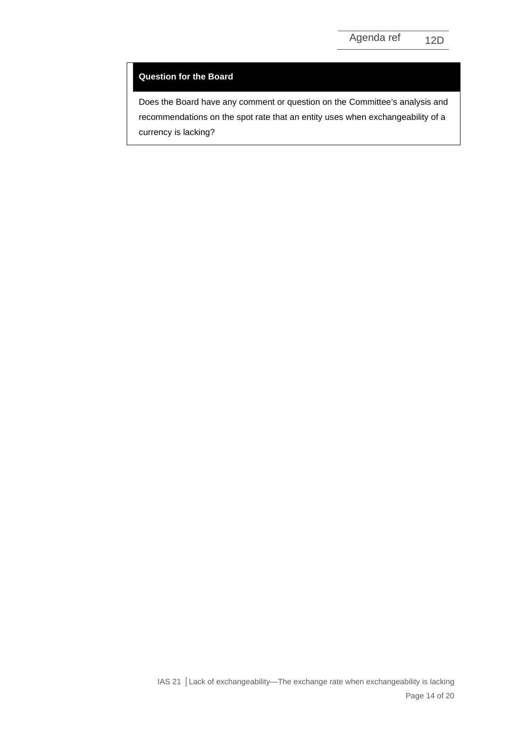**Question for the Board**

Does the Board have any comment or question on the Committee's analysis and recommendations on the spot rate that an entity uses when exchangeability of a currency is lacking?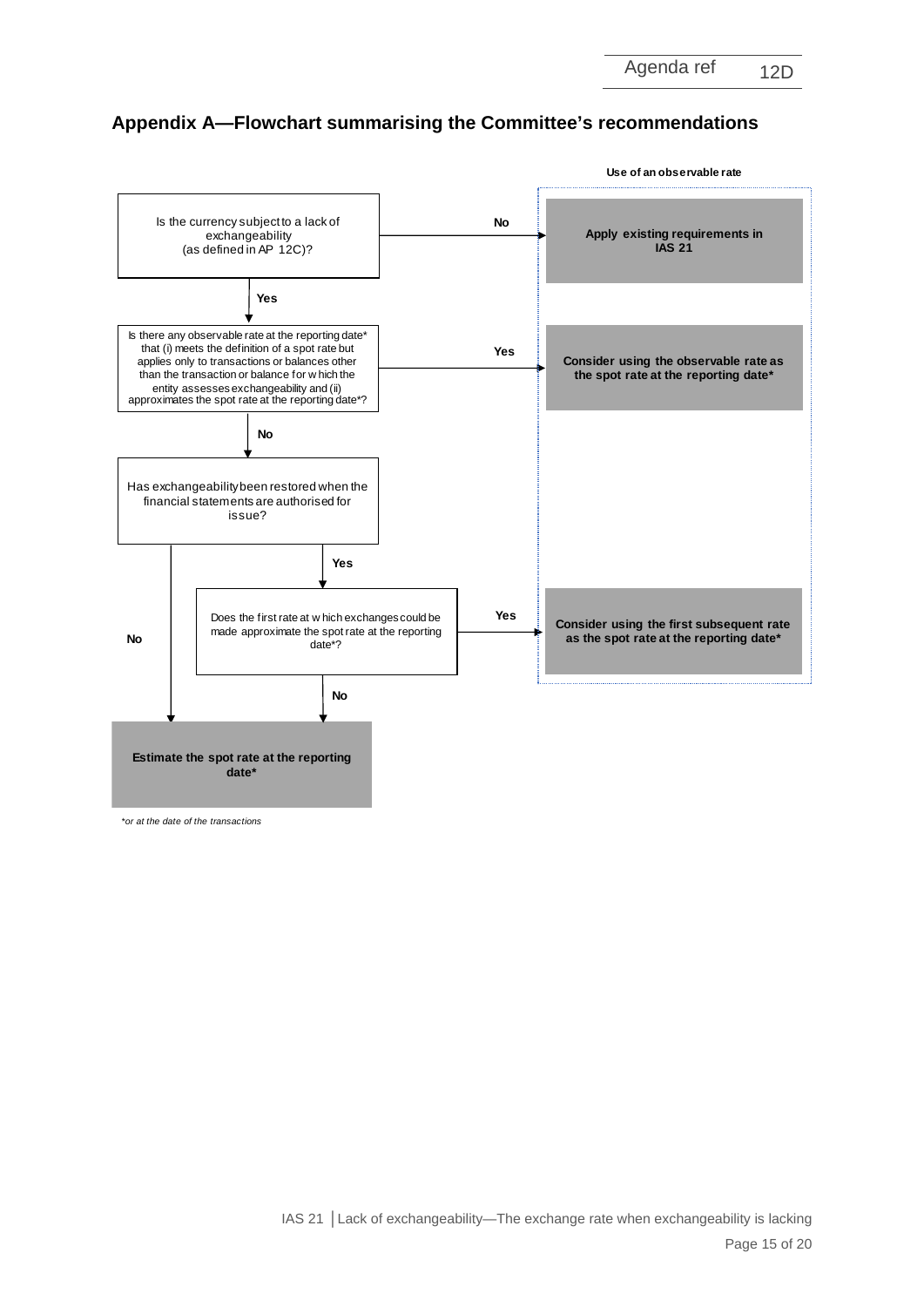## Appendix A—Flowchart summarising the Committee's recommendations

**Use of an observable rate**

Is the currency subject to a lack of exchangeability (as defined in AP 12C)?

- **No** → **Apply existing requirements in IAS 21**
- **Yes** → Is there any observable rate at the reporting date* that (i) meets the definition of a spot rate but applies only to transactions or balances other than the transaction or balance for which the entity assesses exchangeability and (ii) approximates the spot rate at the reporting date*?
  - **Yes** → **Consider using the observable rate as the spot rate at the reporting date***
  - **No** → Has exchangeability been restored when the financial statements are authorised for issue?
    - **No** → **Estimate the spot rate at the reporting date***
    - **Yes** → Does the first rate at which exchanges could be made approximate the spot rate at the reporting date*?
      - **Yes** → **Consider using the first subsequent rate as the spot rate at the reporting date***
      - **No** → **Estimate the spot rate at the reporting date***

*\*or at the date of the transactions*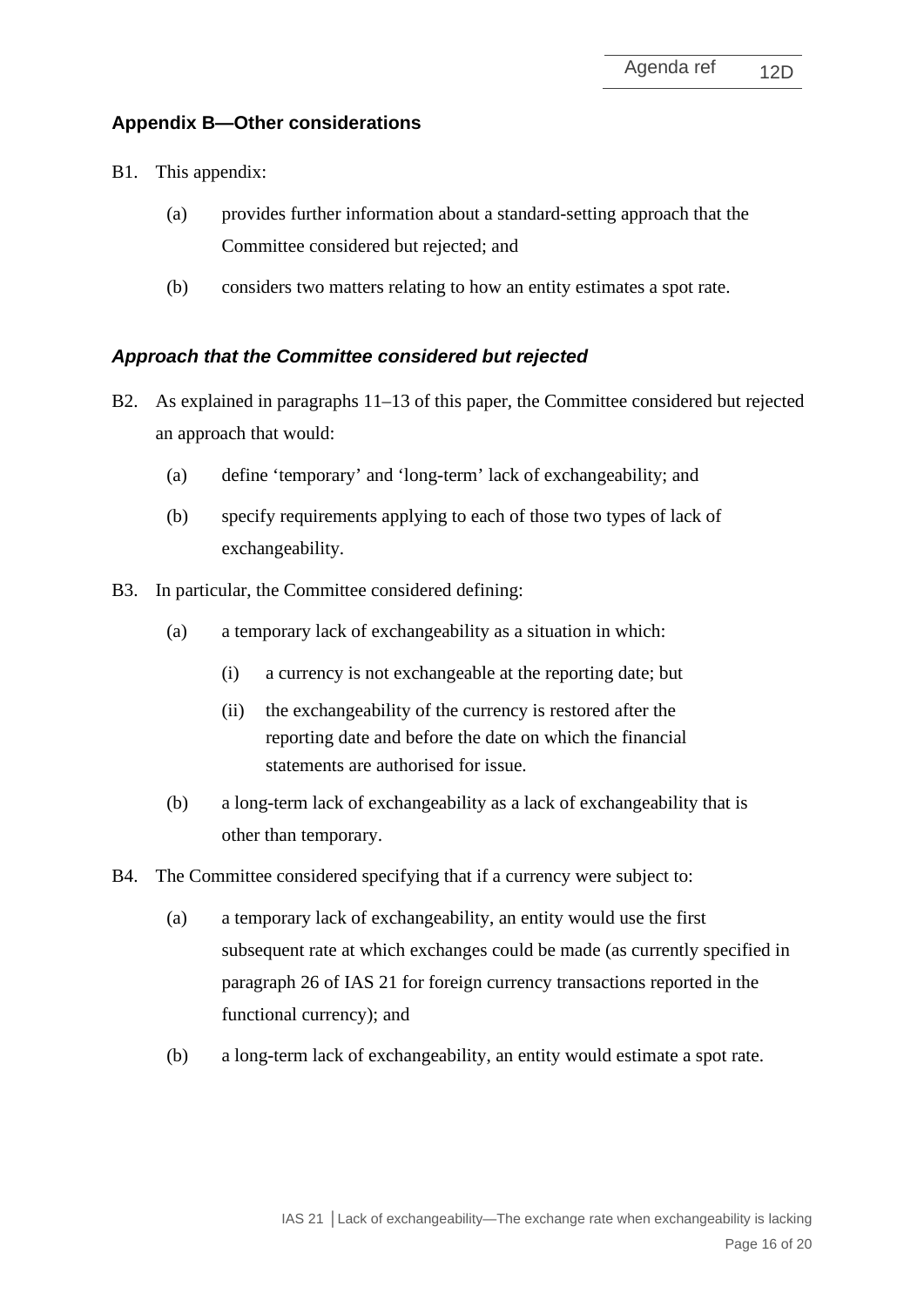## Appendix B—Other considerations

B1. This appendix:

(a) provides further information about a standard-setting approach that the Committee considered but rejected; and

(b) considers two matters relating to how an entity estimates a spot rate.

### *Approach that the Committee considered but rejected*

B2. As explained in paragraphs 11–13 of this paper, the Committee considered but rejected an approach that would:

(a) define 'temporary' and 'long-term' lack of exchangeability; and

(b) specify requirements applying to each of those two types of lack of exchangeability.

B3. In particular, the Committee considered defining:

(a) a temporary lack of exchangeability as a situation in which:

(i) a currency is not exchangeable at the reporting date; but

(ii) the exchangeability of the currency is restored after the reporting date and before the date on which the financial statements are authorised for issue.

(b) a long-term lack of exchangeability as a lack of exchangeability that is other than temporary.

B4. The Committee considered specifying that if a currency were subject to:

(a) a temporary lack of exchangeability, an entity would use the first subsequent rate at which exchanges could be made (as currently specified in paragraph 26 of IAS 21 for foreign currency transactions reported in the functional currency); and

(b) a long-term lack of exchangeability, an entity would estimate a spot rate.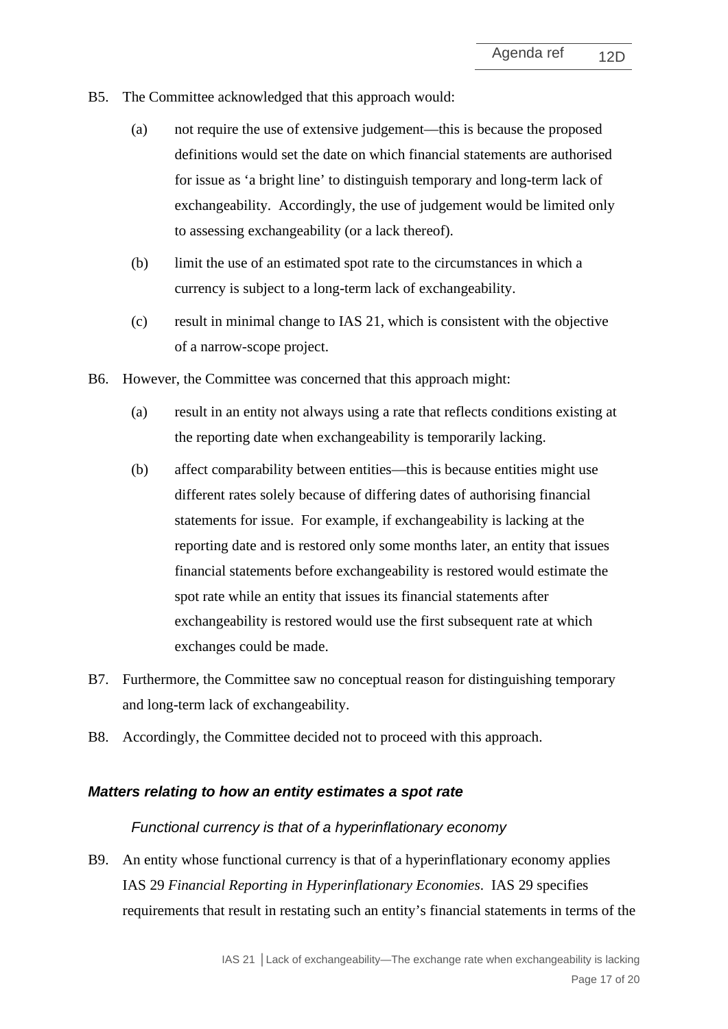B5. The Committee acknowledged that this approach would:

(a) not require the use of extensive judgement—this is because the proposed definitions would set the date on which financial statements are authorised for issue as 'a bright line' to distinguish temporary and long-term lack of exchangeability. Accordingly, the use of judgement would be limited only to assessing exchangeability (or a lack thereof).

(b) limit the use of an estimated spot rate to the circumstances in which a currency is subject to a long-term lack of exchangeability.

(c) result in minimal change to IAS 21, which is consistent with the objective of a narrow-scope project.

B6. However, the Committee was concerned that this approach might:

(a) result in an entity not always using a rate that reflects conditions existing at the reporting date when exchangeability is temporarily lacking.

(b) affect comparability between entities—this is because entities might use different rates solely because of differing dates of authorising financial statements for issue. For example, if exchangeability is lacking at the reporting date and is restored only some months later, an entity that issues financial statements before exchangeability is restored would estimate the spot rate while an entity that issues its financial statements after exchangeability is restored would use the first subsequent rate at which exchanges could be made.

B7. Furthermore, the Committee saw no conceptual reason for distinguishing temporary and long-term lack of exchangeability.

B8. Accordingly, the Committee decided not to proceed with this approach.

### *Matters relating to how an entity estimates a spot rate*

#### *Functional currency is that of a hyperinflationary economy*

B9. An entity whose functional currency is that of a hyperinflationary economy applies IAS 29 *Financial Reporting in Hyperinflationary Economies*. IAS 29 specifies requirements that result in restating such an entity's financial statements in terms of the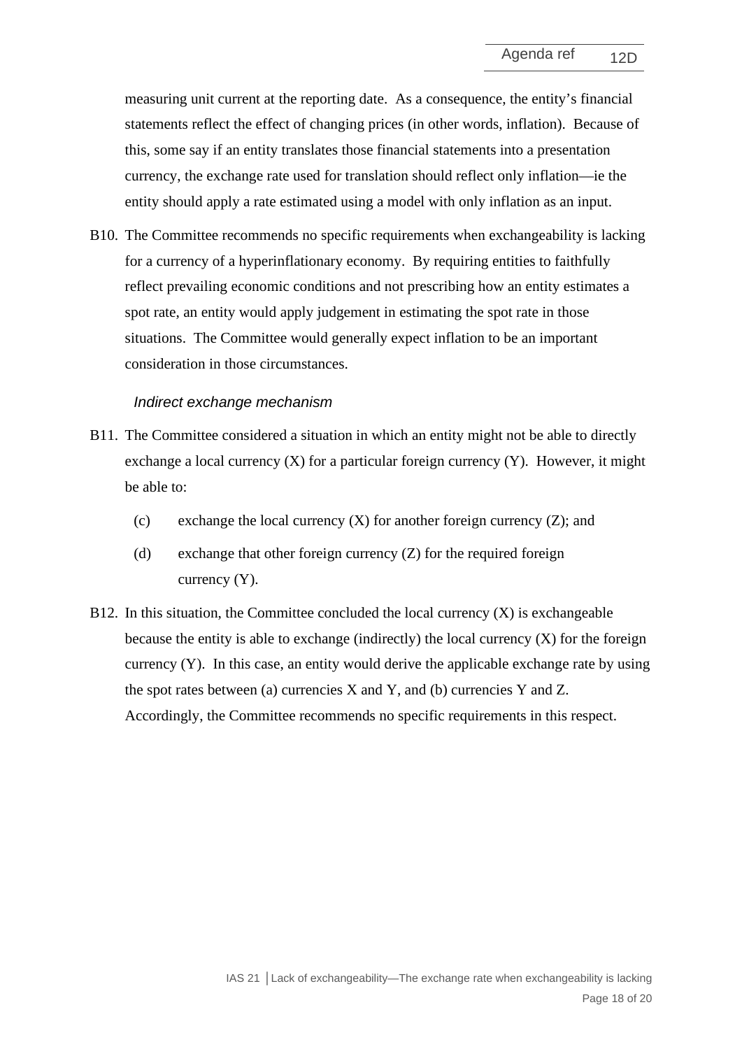measuring unit current at the reporting date. As a consequence, the entity's financial statements reflect the effect of changing prices (in other words, inflation). Because of this, some say if an entity translates those financial statements into a presentation currency, the exchange rate used for translation should reflect only inflation—ie the entity should apply a rate estimated using a model with only inflation as an input.

B10. The Committee recommends no specific requirements when exchangeability is lacking for a currency of a hyperinflationary economy. By requiring entities to faithfully reflect prevailing economic conditions and not prescribing how an entity estimates a spot rate, an entity would apply judgement in estimating the spot rate in those situations. The Committee would generally expect inflation to be an important consideration in those circumstances.

*Indirect exchange mechanism*

B11. The Committee considered a situation in which an entity might not be able to directly exchange a local currency (X) for a particular foreign currency (Y). However, it might be able to:

(c) exchange the local currency (X) for another foreign currency (Z); and

(d) exchange that other foreign currency (Z) for the required foreign currency (Y).

B12. In this situation, the Committee concluded the local currency (X) is exchangeable because the entity is able to exchange (indirectly) the local currency (X) for the foreign currency (Y). In this case, an entity would derive the applicable exchange rate by using the spot rates between (a) currencies X and Y, and (b) currencies Y and Z. Accordingly, the Committee recommends no specific requirements in this respect.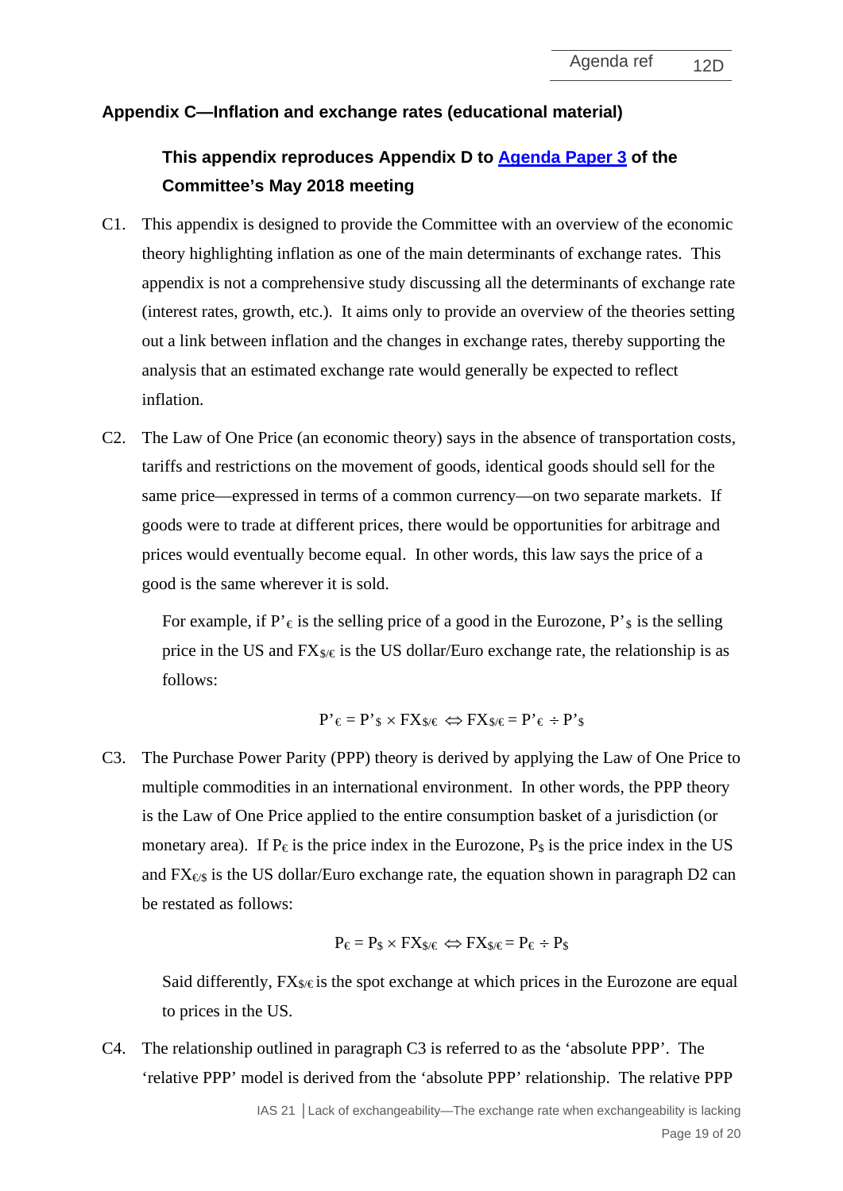## Appendix C—Inflation and exchange rates (educational material)

**This appendix reproduces Appendix D to Agenda Paper 3 of the Committee's May 2018 meeting**

C1. This appendix is designed to provide the Committee with an overview of the economic theory highlighting inflation as one of the main determinants of exchange rates. This appendix is not a comprehensive study discussing all the determinants of exchange rate (interest rates, growth, etc.). It aims only to provide an overview of the theories setting out a link between inflation and the changes in exchange rates, thereby supporting the analysis that an estimated exchange rate would generally be expected to reflect inflation.

C2. The Law of One Price (an economic theory) says in the absence of transportation costs, tariffs and restrictions on the movement of goods, identical goods should sell for the same price—expressed in terms of a common currency—on two separate markets. If goods were to trade at different prices, there would be opportunities for arbitrage and prices would eventually become equal. In other words, this law says the price of a good is the same wherever it is sold.

For example, if $P'_{€}$ is the selling price of a good in the Eurozone, $P'_{\$}$ is the selling price in the US and $FX_{\$/€}$ is the US dollar/Euro exchange rate, the relationship is as follows:

$$P'_{€} = P'_{\$} \times FX_{\$/€} \Leftrightarrow FX_{\$/€} = P'_{€} \div P'_{\$}$$

C3. The Purchase Power Parity (PPP) theory is derived by applying the Law of One Price to multiple commodities in an international environment. In other words, the PPP theory is the Law of One Price applied to the entire consumption basket of a jurisdiction (or monetary area). If $P_{€}$ is the price index in the Eurozone, $P_{\$}$ is the price index in the US and $FX_{€/\$}$ is the US dollar/Euro exchange rate, the equation shown in paragraph D2 can be restated as follows:

$$P_{€} = P_{\$} \times FX_{\$/€} \Leftrightarrow FX_{\$/€} = P_{€} \div P_{\$}$$

Said differently, $FX_{\$/€}$ is the spot exchange at which prices in the Eurozone are equal to prices in the US.

C4. The relationship outlined in paragraph C3 is referred to as the 'absolute PPP'. The 'relative PPP' model is derived from the 'absolute PPP' relationship. The relative PPP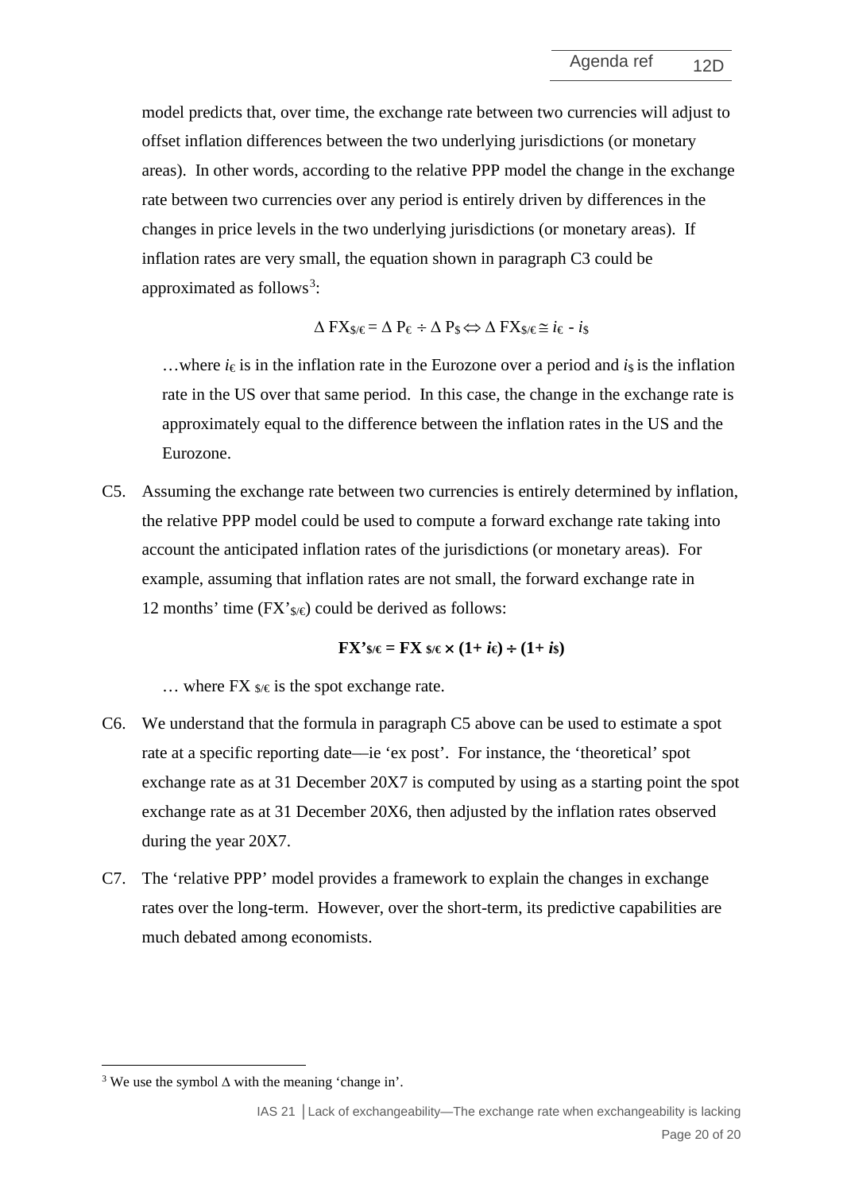model predicts that, over time, the exchange rate between two currencies will adjust to offset inflation differences between the two underlying jurisdictions (or monetary areas). In other words, according to the relative PPP model the change in the exchange rate between two currencies over any period is entirely driven by differences in the changes in price levels in the two underlying jurisdictions (or monetary areas). If inflation rates are very small, the equation shown in paragraph C3 could be approximated as follows[3]:

$$\Delta \, FX_{\$/€} = \Delta \, P_{€} \div \Delta \, P_{\$} \Leftrightarrow \Delta \, FX_{\$/€} \cong i_{€} - i_{\$}$$

…where $i_{€}$ is in the inflation rate in the Eurozone over a period and $i_{\$}$ is the inflation rate in the US over that same period. In this case, the change in the exchange rate is approximately equal to the difference between the inflation rates in the US and the Eurozone.

C5. Assuming the exchange rate between two currencies is entirely determined by inflation, the relative PPP model could be used to compute a forward exchange rate taking into account the anticipated inflation rates of the jurisdictions (or monetary areas). For example, assuming that inflation rates are not small, the forward exchange rate in 12 months' time ($FX'_{\$/€}$) could be derived as follows:

$$\mathbf{FX'_{\$/€} = FX_{\$/€} \times (1 + \mathit{i}_{€}) \div (1 + \mathit{i}_{\$})}$$

… where $FX_{\$/€}$ is the spot exchange rate.

C6. We understand that the formula in paragraph C5 above can be used to estimate a spot rate at a specific reporting date—ie 'ex post'. For instance, the 'theoretical' spot exchange rate as at 31 December 20X7 is computed by using as a starting point the spot exchange rate as at 31 December 20X6, then adjusted by the inflation rates observed during the year 20X7.

C7. The 'relative PPP' model provides a framework to explain the changes in exchange rates over the long-term. However, over the short-term, its predictive capabilities are much debated among economists.

---

[3] We use the symbol $\Delta$ with the meaning 'change in'.